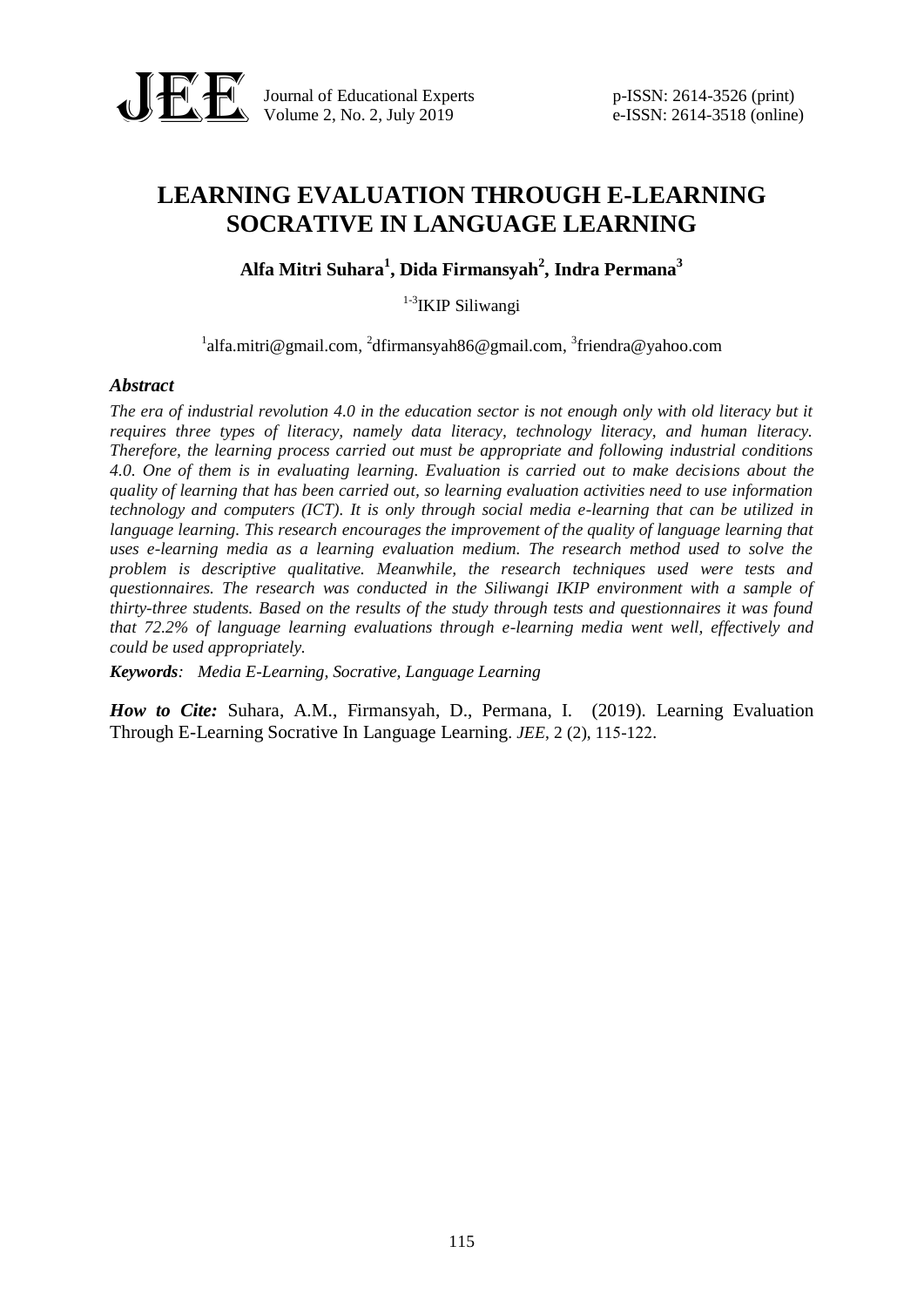# LEARNING EVALUATION THROUGH E-LEARNING SOCRATIVE IN LANGUAGE LEARNING

**Alfa Mitri Suhara[1], Dida Firmansyah[2], Indra Permana[3]**

[1-3]IKIP Siliwangi

[1]alfa.mitri@gmail.com, [2]dfirmansyah86@gmail.com, [3]friendra@yahoo.com

### *Abstract*

*The era of industrial revolution 4.0 in the education sector is not enough only with old literacy but it requires three types of literacy, namely data literacy, technology literacy, and human literacy. Therefore, the learning process carried out must be appropriate and following industrial conditions 4.0. One of them is in evaluating learning. Evaluation is carried out to make decisions about the quality of learning that has been carried out, so learning evaluation activities need to use information technology and computers (ICT). It is only through social media e-learning that can be utilized in language learning. This research encourages the improvement of the quality of language learning that uses e-learning media as a learning evaluation medium. The research method used to solve the problem is descriptive qualitative. Meanwhile, the research techniques used were tests and questionnaires. The research was conducted in the Siliwangi IKIP environment with a sample of thirty-three students. Based on the results of the study through tests and questionnaires it was found that 72.2% of language learning evaluations through e-learning media went well, effectively and could be used appropriately.*

***Keywords**: Media E-Learning, Socrative, Language Learning*

***How to Cite:*** Suhara, A.M., Firmansyah, D., Permana, I. (2019). Learning Evaluation Through E-Learning Socrative In Language Learning. *JEE*, 2 (2), 115-122.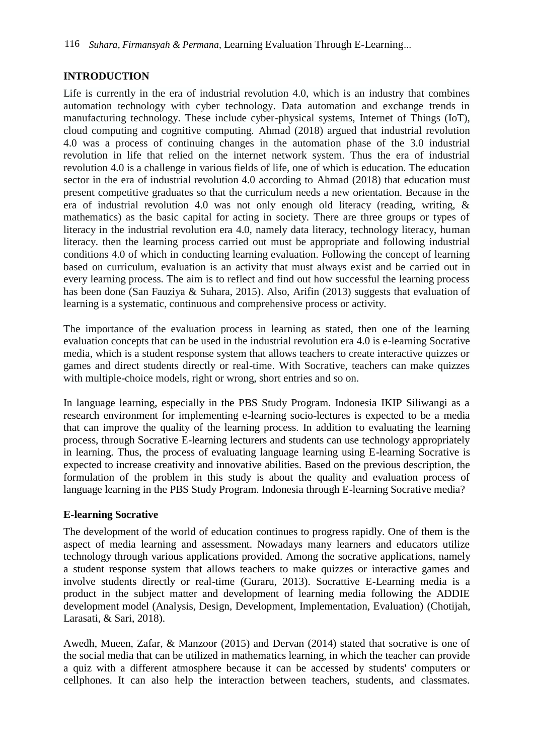## INTRODUCTION

Life is currently in the era of industrial revolution 4.0, which is an industry that combines automation technology with cyber technology. Data automation and exchange trends in manufacturing technology. These include cyber-physical systems, Internet of Things (IoT), cloud computing and cognitive computing. Ahmad (2018) argued that industrial revolution 4.0 was a process of continuing changes in the automation phase of the 3.0 industrial revolution in life that relied on the internet network system. Thus the era of industrial revolution 4.0 is a challenge in various fields of life, one of which is education. The education sector in the era of industrial revolution 4.0 according to Ahmad (2018) that education must present competitive graduates so that the curriculum needs a new orientation. Because in the era of industrial revolution 4.0 was not only enough old literacy (reading, writing, & mathematics) as the basic capital for acting in society. There are three groups or types of literacy in the industrial revolution era 4.0, namely data literacy, technology literacy, human literacy. then the learning process carried out must be appropriate and following industrial conditions 4.0 of which in conducting learning evaluation. Following the concept of learning based on curriculum, evaluation is an activity that must always exist and be carried out in every learning process. The aim is to reflect and find out how successful the learning process has been done (San Fauziya & Suhara, 2015). Also, Arifin (2013) suggests that evaluation of learning is a systematic, continuous and comprehensive process or activity.

The importance of the evaluation process in learning as stated, then one of the learning evaluation concepts that can be used in the industrial revolution era 4.0 is e-learning Socrative media, which is a student response system that allows teachers to create interactive quizzes or games and direct students directly or real-time. With Socrative, teachers can make quizzes with multiple-choice models, right or wrong, short entries and so on.

In language learning, especially in the PBS Study Program. Indonesia IKIP Siliwangi as a research environment for implementing e-learning socio-lectures is expected to be a media that can improve the quality of the learning process. In addition to evaluating the learning process, through Socrative E-learning lecturers and students can use technology appropriately in learning. Thus, the process of evaluating language learning using E-learning Socrative is expected to increase creativity and innovative abilities. Based on the previous description, the formulation of the problem in this study is about the quality and evaluation process of language learning in the PBS Study Program. Indonesia through E-learning Socrative media?

### E-learning Socrative

The development of the world of education continues to progress rapidly. One of them is the aspect of media learning and assessment. Nowadays many learners and educators utilize technology through various applications provided. Among the socrative applications, namely a student response system that allows teachers to make quizzes or interactive games and involve students directly or real-time (Guraru, 2013). Socrattive E-Learning media is a product in the subject matter and development of learning media following the ADDIE development model (Analysis, Design, Development, Implementation, Evaluation) (Chotijah, Larasati, & Sari, 2018).

Awedh, Mueen, Zafar, & Manzoor (2015) and Dervan (2014) stated that socrative is one of the social media that can be utilized in mathematics learning, in which the teacher can provide a quiz with a different atmosphere because it can be accessed by students' computers or cellphones. It can also help the interaction between teachers, students, and classmates.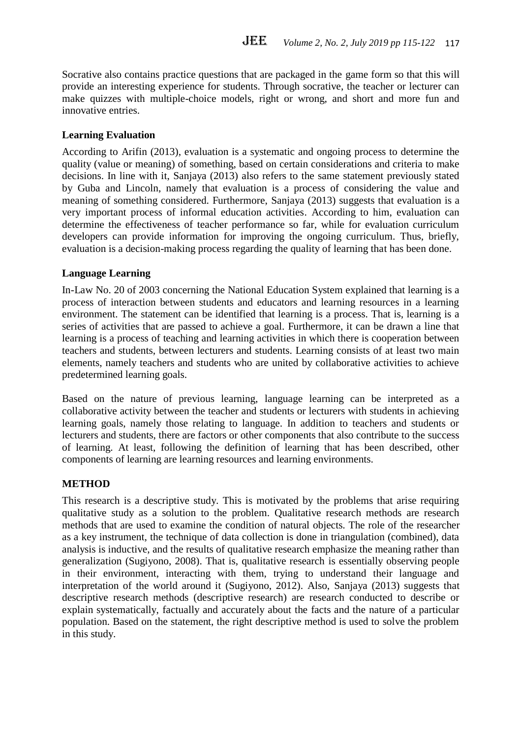Socrative also contains practice questions that are packaged in the game form so that this will provide an interesting experience for students. Through socrative, the teacher or lecturer can make quizzes with multiple-choice models, right or wrong, and short and more fun and innovative entries.

### Learning Evaluation

According to Arifin (2013), evaluation is a systematic and ongoing process to determine the quality (value or meaning) of something, based on certain considerations and criteria to make decisions. In line with it, Sanjaya (2013) also refers to the same statement previously stated by Guba and Lincoln, namely that evaluation is a process of considering the value and meaning of something considered. Furthermore, Sanjaya (2013) suggests that evaluation is a very important process of informal education activities. According to him, evaluation can determine the effectiveness of teacher performance so far, while for evaluation curriculum developers can provide information for improving the ongoing curriculum. Thus, briefly, evaluation is a decision-making process regarding the quality of learning that has been done.

### Language Learning

In-Law No. 20 of 2003 concerning the National Education System explained that learning is a process of interaction between students and educators and learning resources in a learning environment. The statement can be identified that learning is a process. That is, learning is a series of activities that are passed to achieve a goal. Furthermore, it can be drawn a line that learning is a process of teaching and learning activities in which there is cooperation between teachers and students, between lecturers and students. Learning consists of at least two main elements, namely teachers and students who are united by collaborative activities to achieve predetermined learning goals.

Based on the nature of previous learning, language learning can be interpreted as a collaborative activity between the teacher and students or lecturers with students in achieving learning goals, namely those relating to language. In addition to teachers and students or lecturers and students, there are factors or other components that also contribute to the success of learning. At least, following the definition of learning that has been described, other components of learning are learning resources and learning environments.

## METHOD

This research is a descriptive study. This is motivated by the problems that arise requiring qualitative study as a solution to the problem. Qualitative research methods are research methods that are used to examine the condition of natural objects. The role of the researcher as a key instrument, the technique of data collection is done in triangulation (combined), data analysis is inductive, and the results of qualitative research emphasize the meaning rather than generalization (Sugiyono, 2008). That is, qualitative research is essentially observing people in their environment, interacting with them, trying to understand their language and interpretation of the world around it (Sugiyono, 2012). Also, Sanjaya (2013) suggests that descriptive research methods (descriptive research) are research conducted to describe or explain systematically, factually and accurately about the facts and the nature of a particular population. Based on the statement, the right descriptive method is used to solve the problem in this study.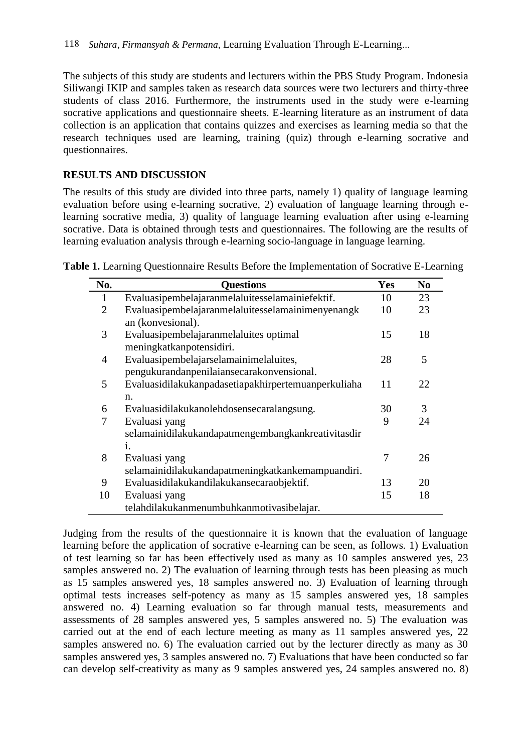The subjects of this study are students and lecturers within the PBS Study Program. Indonesia Siliwangi IKIP and samples taken as research data sources were two lecturers and thirty-three students of class 2016. Furthermore, the instruments used in the study were e-learning socrative applications and questionnaire sheets. E-learning literature as an instrument of data collection is an application that contains quizzes and exercises as learning media so that the research techniques used are learning, training (quiz) through e-learning socrative and questionnaires.

## RESULTS AND DISCUSSION

The results of this study are divided into three parts, namely 1) quality of language learning evaluation before using e-learning socrative, 2) evaluation of language learning through e-learning socrative media, 3) quality of language learning evaluation after using e-learning socrative. Data is obtained through tests and questionnaires. The following are the results of learning evaluation analysis through e-learning socio-language in language learning.

**Table 1.** Learning Questionnaire Results Before the Implementation of Socrative E-Learning

| No. | Questions | Yes | No |
|---|---|---|---|
| 1 | Evaluasipembelajaranmelaluitesselamainiefektif. | 10 | 23 |
| 2 | Evaluasipembelajaranmelaluitesselamainimenyenangkan (konvesional). | 10 | 23 |
| 3 | Evaluasipembelajaranmelaluites optimal meningkatkanpotensidiri. | 15 | 18 |
| 4 | Evaluasipembelajarselamainimelaluites, pengukurandanpenilaiansecarakonvensional. | 28 | 5 |
| 5 | Evaluasidilakukanpadasetiapakhirpertemuanperkuliahan. | 11 | 22 |
| 6 | Evaluasidilakukanolehdosensecaralangsung. | 30 | 3 |
| 7 | Evaluasi yang selamainidilakukandapatmengembangkankreativitasdiri. | 9 | 24 |
| 8 | Evaluasi yang selamainidilakukandapatmeningkatkemampuandiri. | 7 | 26 |
| 9 | Evaluasidilakukandilakukansecaraobjektif. | 13 | 20 |
| 10 | Evaluasi yang telahdilakukanmenumbuhkanmotivasibelajar. | 15 | 18 |

Judging from the results of the questionnaire it is known that the evaluation of language learning before the application of socrative e-learning can be seen, as follows. 1) Evaluation of test learning so far has been effectively used as many as 10 samples answered yes, 23 samples answered no. 2) The evaluation of learning through tests has been pleasing as much as 15 samples answered yes, 18 samples answered no. 3) Evaluation of learning through optimal tests increases self-potency as many as 15 samples answered yes, 18 samples answered no. 4) Learning evaluation so far through manual tests, measurements and assessments of 28 samples answered yes, 5 samples answered no. 5) The evaluation was carried out at the end of each lecture meeting as many as 11 samples answered yes, 22 samples answered no. 6) The evaluation carried out by the lecturer directly as many as 30 samples answered yes, 3 samples answered no. 7) Evaluations that have been conducted so far can develop self-creativity as many as 9 samples answered yes, 24 samples answered no. 8)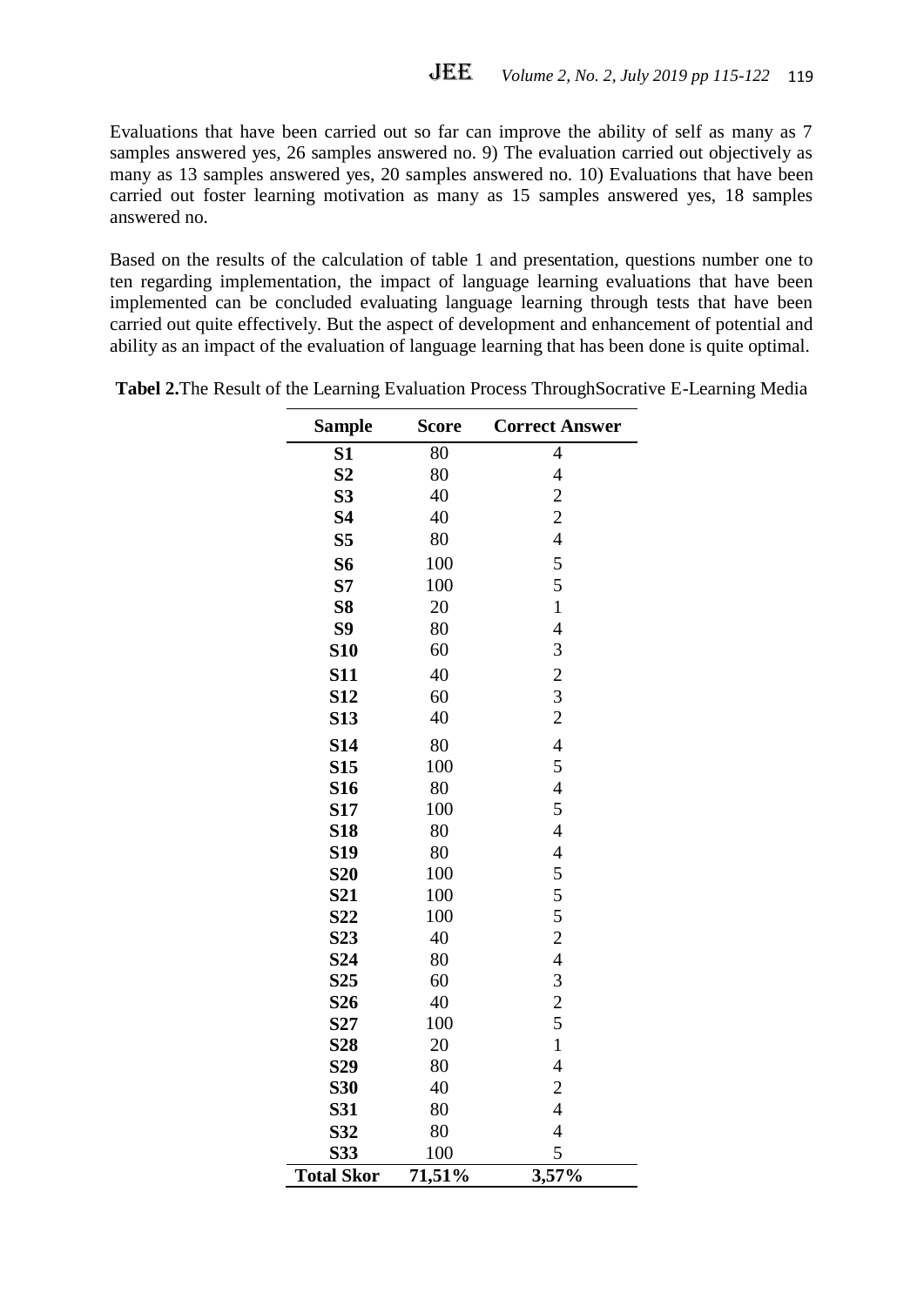Evaluations that have been carried out so far can improve the ability of self as many as 7 samples answered yes, 26 samples answered no. 9) The evaluation carried out objectively as many as 13 samples answered yes, 20 samples answered no. 10) Evaluations that have been carried out foster learning motivation as many as 15 samples answered yes, 18 samples answered no.

Based on the results of the calculation of table 1 and presentation, questions number one to ten regarding implementation, the impact of language learning evaluations that have been implemented can be concluded evaluating language learning through tests that have been carried out quite effectively. But the aspect of development and enhancement of potential and ability as an impact of the evaluation of language learning that has been done is quite optimal.

**Tabel 2.**The Result of the Learning Evaluation Process ThroughSocrative E-Learning Media

| Sample | Score | Correct Answer |
|---|---|---|
| **S1** | 80 | 4 |
| **S2** | 80 | 4 |
| **S3** | 40 | 2 |
| **S4** | 40 | 2 |
| **S5** | 80 | 4 |
| **S6** | 100 | 5 |
| **S7** | 100 | 5 |
| **S8** | 20 | 1 |
| **S9** | 80 | 4 |
| **S10** | 60 | 3 |
| **S11** | 40 | 2 |
| **S12** | 60 | 3 |
| **S13** | 40 | 2 |
| **S14** | 80 | 4 |
| **S15** | 100 | 5 |
| **S16** | 80 | 4 |
| **S17** | 100 | 5 |
| **S18** | 80 | 4 |
| **S19** | 80 | 4 |
| **S20** | 100 | 5 |
| **S21** | 100 | 5 |
| **S22** | 100 | 5 |
| **S23** | 40 | 2 |
| **S24** | 80 | 4 |
| **S25** | 60 | 3 |
| **S26** | 40 | 2 |
| **S27** | 100 | 5 |
| **S28** | 20 | 1 |
| **S29** | 80 | 4 |
| **S30** | 40 | 2 |
| **S31** | 80 | 4 |
| **S32** | 80 | 4 |
| **S33** | 100 | 5 |
| **Total Skor** | **71,51%** | **3,57%** |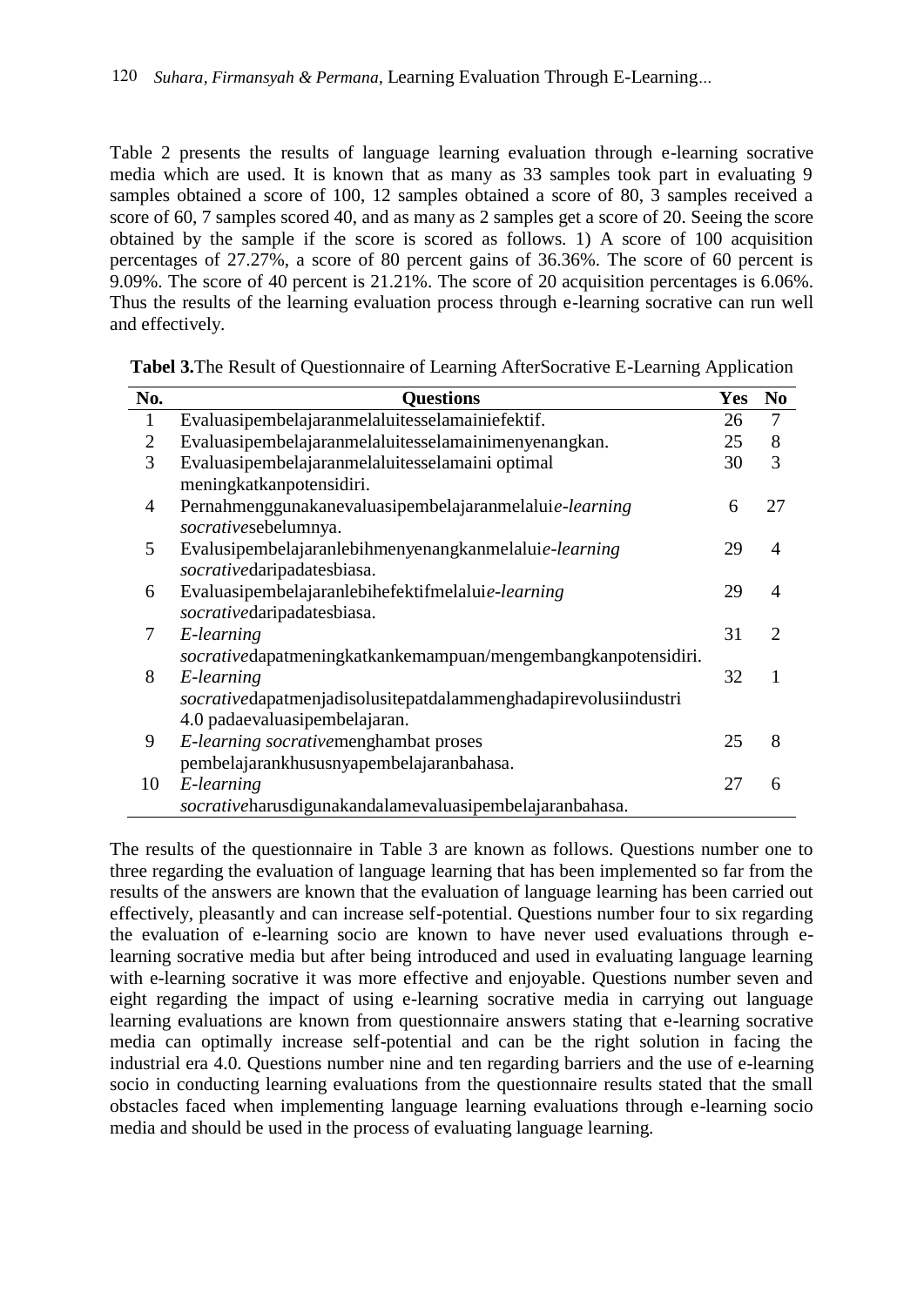Table 2 presents the results of language learning evaluation through e-learning socrative media which are used. It is known that as many as 33 samples took part in evaluating 9 samples obtained a score of 100, 12 samples obtained a score of 80, 3 samples received a score of 60, 7 samples scored 40, and as many as 2 samples get a score of 20. Seeing the score obtained by the sample if the score is scored as follows. 1) A score of 100 acquisition percentages of 27.27%, a score of 80 percent gains of 36.36%. The score of 60 percent is 9.09%. The score of 40 percent is 21.21%. The score of 20 acquisition percentages is 6.06%. Thus the results of the learning evaluation process through e-learning socrative can run well and effectively.

**Tabel 3.**The Result of Questionnaire of Learning AfterSocrative E-Learning Application

| No. | Questions | Yes | No |
|---|---|---|---|
| 1 | Evaluasipembelajaranmelaluitesselamainiefektif. | 26 | 7 |
| 2 | Evaluasipembelajaranmelaluitesselamainimenyenangkan. | 25 | 8 |
| 3 | Evaluasipembelajaranmelaluitesselamaini optimal meningkatkanpotensidiri. | 30 | 3 |
| 4 | Pernahmenggunakanevaluasipembelajaranmelalui*e-learning socrative*sebelumnya. | 6 | 27 |
| 5 | Evalusipembelajaranlebihmenyenangkanmelalui*e-learning socrative*daripadatesbiasa. | 29 | 4 |
| 6 | Evaluasipembelajaranlebihefektifmelalui*e-learning socrative*daripadatesbiasa. | 29 | 4 |
| 7 | *E-learning socrative*dapatmeningkatkankemampuan/mengembangkanpotensidiri. | 31 | 2 |
| 8 | *E-learning socrative*dapatmenjadisolusitepatdalammenghadapirevolusiindustri 4.0 padaevaluasipembelajaran. | 32 | 1 |
| 9 | *E-learning socrative*menghambat proses pembelajarankhususnyapembelajaranbahasa. | 25 | 8 |
| 10 | *E-learning socrative*harusdigunakandalamevaluasipembelajaranbahasa. | 27 | 6 |

The results of the questionnaire in Table 3 are known as follows. Questions number one to three regarding the evaluation of language learning that has been implemented so far from the results of the answers are known that the evaluation of language learning has been carried out effectively, pleasantly and can increase self-potential. Questions number four to six regarding the evaluation of e-learning socio are known to have never used evaluations through e-learning socrative media but after being introduced and used in evaluating language learning with e-learning socrative it was more effective and enjoyable. Questions number seven and eight regarding the impact of using e-learning socrative media in carrying out language learning evaluations are known from questionnaire answers stating that e-learning socrative media can optimally increase self-potential and can be the right solution in facing the industrial era 4.0. Questions number nine and ten regarding barriers and the use of e-learning socio in conducting learning evaluations from the questionnaire results stated that the small obstacles faced when implementing language learning evaluations through e-learning socio media and should be used in the process of evaluating language learning.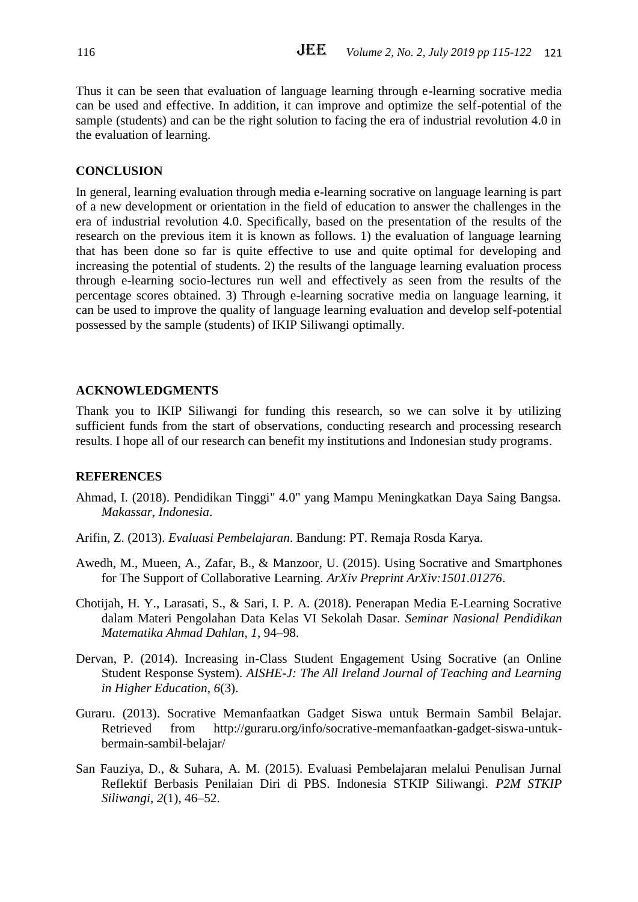Thus it can be seen that evaluation of language learning through e-learning socrative media can be used and effective. In addition, it can improve and optimize the self-potential of the sample (students) and can be the right solution to facing the era of industrial revolution 4.0 in the evaluation of learning.

## CONCLUSION

In general, learning evaluation through media e-learning socrative on language learning is part of a new development or orientation in the field of education to answer the challenges in the era of industrial revolution 4.0. Specifically, based on the presentation of the results of the research on the previous item it is known as follows. 1) the evaluation of language learning that has been done so far is quite effective to use and quite optimal for developing and increasing the potential of students. 2) the results of the language learning evaluation process through e-learning socio-lectures run well and effectively as seen from the results of the percentage scores obtained. 3) Through e-learning socrative media on language learning, it can be used to improve the quality of language learning evaluation and develop self-potential possessed by the sample (students) of IKIP Siliwangi optimally.

## ACKNOWLEDGMENTS

Thank you to IKIP Siliwangi for funding this research, so we can solve it by utilizing sufficient funds from the start of observations, conducting research and processing research results. I hope all of our research can benefit my institutions and Indonesian study programs.

## REFERENCES

Ahmad, I. (2018). Pendidikan Tinggi" 4.0" yang Mampu Meningkatkan Daya Saing Bangsa. *Makassar, Indonesia*.

Arifin, Z. (2013). *Evaluasi Pembelajaran*. Bandung: PT. Remaja Rosda Karya.

Awedh, M., Mueen, A., Zafar, B., & Manzoor, U. (2015). Using Socrative and Smartphones for The Support of Collaborative Learning. *ArXiv Preprint ArXiv:1501.01276*.

Chotijah, H. Y., Larasati, S., & Sari, I. P. A. (2018). Penerapan Media E-Learning Socrative dalam Materi Pengolahan Data Kelas VI Sekolah Dasar. *Seminar Nasional Pendidikan Matematika Ahmad Dahlan*, *1*, 94–98.

Dervan, P. (2014). Increasing in-Class Student Engagement Using Socrative (an Online Student Response System). *AISHE-J: The All Ireland Journal of Teaching and Learning in Higher Education*, *6*(3).

Guraru. (2013). Socrative Memanfaatkan Gadget Siswa untuk Bermain Sambil Belajar. Retrieved from http://guraru.org/info/socrative-memanfaatkan-gadget-siswa-untuk-bermain-sambil-belajar/

San Fauziya, D., & Suhara, A. M. (2015). Evaluasi Pembelajaran melalui Penulisan Jurnal Reflektif Berbasis Penilaian Diri di PBS. Indonesia STKIP Siliwangi. *P2M STKIP Siliwangi*, *2*(1), 46–52.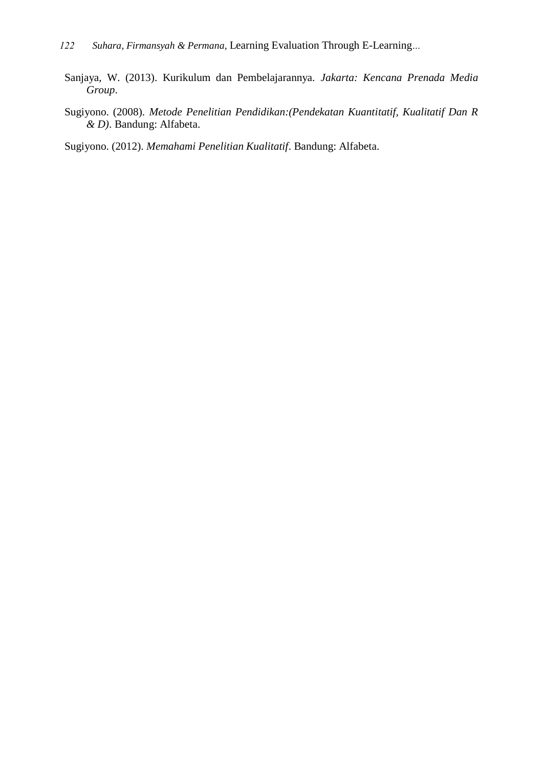Sanjaya, W. (2013). Kurikulum dan Pembelajarannya. *Jakarta: Kencana Prenada Media Group*.

Sugiyono. (2008). *Metode Penelitian Pendidikan:(Pendekatan Kuantitatif, Kualitatif Dan R & D)*. Bandung: Alfabeta.

Sugiyono. (2012). *Memahami Penelitian Kualitatif*. Bandung: Alfabeta.